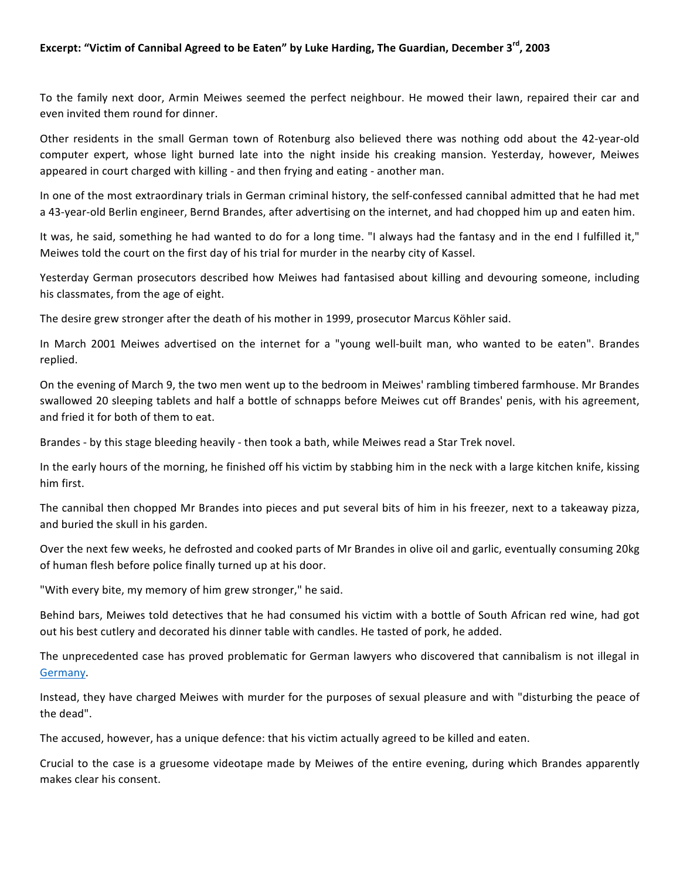**Excerpt: "Victim of Cannibal Agreed to be Eaten" by Luke Harding, The Guardian, December 3rd, 2003**

To the family next door, Armin Meiwes seemed the perfect neighbour. He mowed their lawn, repaired their car and even invited them round for dinner.

Other residents in the small German town of Rotenburg also believed there was nothing odd about the 42-year-old computer expert, whose light burned late into the night inside his creaking mansion. Yesterday, however, Meiwes appeared in court charged with killing - and then frying and eating - another man.

In one of the most extraordinary trials in German criminal history, the self-confessed cannibal admitted that he had met a 43-year-old Berlin engineer, Bernd Brandes, after advertising on the internet, and had chopped him up and eaten him.

It was, he said, something he had wanted to do for a long time. "I always had the fantasy and in the end I fulfilled it," Meiwes told the court on the first day of his trial for murder in the nearby city of Kassel.

Yesterday German prosecutors described how Meiwes had fantasised about killing and devouring someone, including his classmates, from the age of eight.

The desire grew stronger after the death of his mother in 1999, prosecutor Marcus Köhler said.

In March 2001 Meiwes advertised on the internet for a "young well-built man, who wanted to be eaten". Brandes replied.

On the evening of March 9, the two men went up to the bedroom in Meiwes' rambling timbered farmhouse. Mr Brandes swallowed 20 sleeping tablets and half a bottle of schnapps before Meiwes cut off Brandes' penis, with his agreement, and fried it for both of them to eat.

Brandes - by this stage bleeding heavily - then took a bath, while Meiwes read a Star Trek novel.

In the early hours of the morning, he finished off his victim by stabbing him in the neck with a large kitchen knife, kissing him first.

The cannibal then chopped Mr Brandes into pieces and put several bits of him in his freezer, next to a takeaway pizza, and buried the skull in his garden.

Over the next few weeks, he defrosted and cooked parts of Mr Brandes in olive oil and garlic, eventually consuming 20kg of human flesh before police finally turned up at his door.

"With every bite, my memory of him grew stronger," he said.

Behind bars, Meiwes told detectives that he had consumed his victim with a bottle of South African red wine, had got out his best cutlery and decorated his dinner table with candles. He tasted of pork, he added.

The unprecedented case has proved problematic for German lawyers who discovered that cannibalism is not illegal in Germany.

Instead, they have charged Meiwes with murder for the purposes of sexual pleasure and with "disturbing the peace of the dead".

The accused, however, has a unique defence: that his victim actually agreed to be killed and eaten.

Crucial to the case is a gruesome videotape made by Meiwes of the entire evening, during which Brandes apparently makes clear his consent.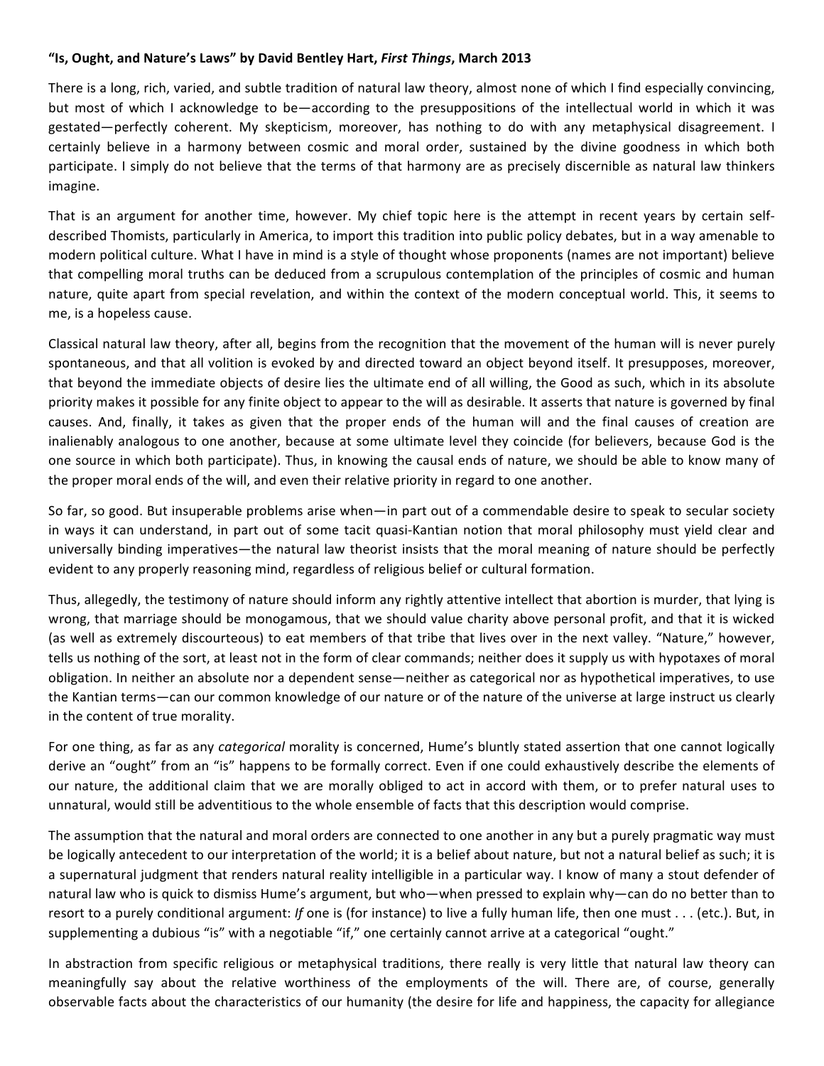**"Is, Ought, and Nature's Laws" by David Bentley Hart, *First Things*, March 2013**

There is a long, rich, varied, and subtle tradition of natural law theory, almost none of which I find especially convincing, but most of which I acknowledge to be—according to the presuppositions of the intellectual world in which it was gestated—perfectly coherent. My skepticism, moreover, has nothing to do with any metaphysical disagreement. I certainly believe in a harmony between cosmic and moral order, sustained by the divine goodness in which both participate. I simply do not believe that the terms of that harmony are as precisely discernible as natural law thinkers imagine.

That is an argument for another time, however. My chief topic here is the attempt in recent years by certain self-described Thomists, particularly in America, to import this tradition into public policy debates, but in a way amenable to modern political culture. What I have in mind is a style of thought whose proponents (names are not important) believe that compelling moral truths can be deduced from a scrupulous contemplation of the principles of cosmic and human nature, quite apart from special revelation, and within the context of the modern conceptual world. This, it seems to me, is a hopeless cause.

Classical natural law theory, after all, begins from the recognition that the movement of the human will is never purely spontaneous, and that all volition is evoked by and directed toward an object beyond itself. It presupposes, moreover, that beyond the immediate objects of desire lies the ultimate end of all willing, the Good as such, which in its absolute priority makes it possible for any finite object to appear to the will as desirable. It asserts that nature is governed by final causes. And, finally, it takes as given that the proper ends of the human will and the final causes of creation are inalienably analogous to one another, because at some ultimate level they coincide (for believers, because God is the one source in which both participate). Thus, in knowing the causal ends of nature, we should be able to know many of the proper moral ends of the will, and even their relative priority in regard to one another.

So far, so good. But insuperable problems arise when—in part out of a commendable desire to speak to secular society in ways it can understand, in part out of some tacit quasi-Kantian notion that moral philosophy must yield clear and universally binding imperatives—the natural law theorist insists that the moral meaning of nature should be perfectly evident to any properly reasoning mind, regardless of religious belief or cultural formation.

Thus, allegedly, the testimony of nature should inform any rightly attentive intellect that abortion is murder, that lying is wrong, that marriage should be monogamous, that we should value charity above personal profit, and that it is wicked (as well as extremely discourteous) to eat members of that tribe that lives over in the next valley. "Nature," however, tells us nothing of the sort, at least not in the form of clear commands; neither does it supply us with hypotaxes of moral obligation. In neither an absolute nor a dependent sense—neither as categorical nor as hypothetical imperatives, to use the Kantian terms—can our common knowledge of our nature or of the nature of the universe at large instruct us clearly in the content of true morality.

For one thing, as far as any *categorical* morality is concerned, Hume's bluntly stated assertion that one cannot logically derive an "ought" from an "is" happens to be formally correct. Even if one could exhaustively describe the elements of our nature, the additional claim that we are morally obliged to act in accord with them, or to prefer natural uses to unnatural, would still be adventitious to the whole ensemble of facts that this description would comprise.

The assumption that the natural and moral orders are connected to one another in any but a purely pragmatic way must be logically antecedent to our interpretation of the world; it is a belief about nature, but not a natural belief as such; it is a supernatural judgment that renders natural reality intelligible in a particular way. I know of many a stout defender of natural law who is quick to dismiss Hume's argument, but who—when pressed to explain why—can do no better than to resort to a purely conditional argument: *If* one is (for instance) to live a fully human life, then one must . . . (etc.). But, in supplementing a dubious "is" with a negotiable "if," one certainly cannot arrive at a categorical "ought."

In abstraction from specific religious or metaphysical traditions, there really is very little that natural law theory can meaningfully say about the relative worthiness of the employments of the will. There are, of course, generally observable facts about the characteristics of our humanity (the desire for life and happiness, the capacity for allegiance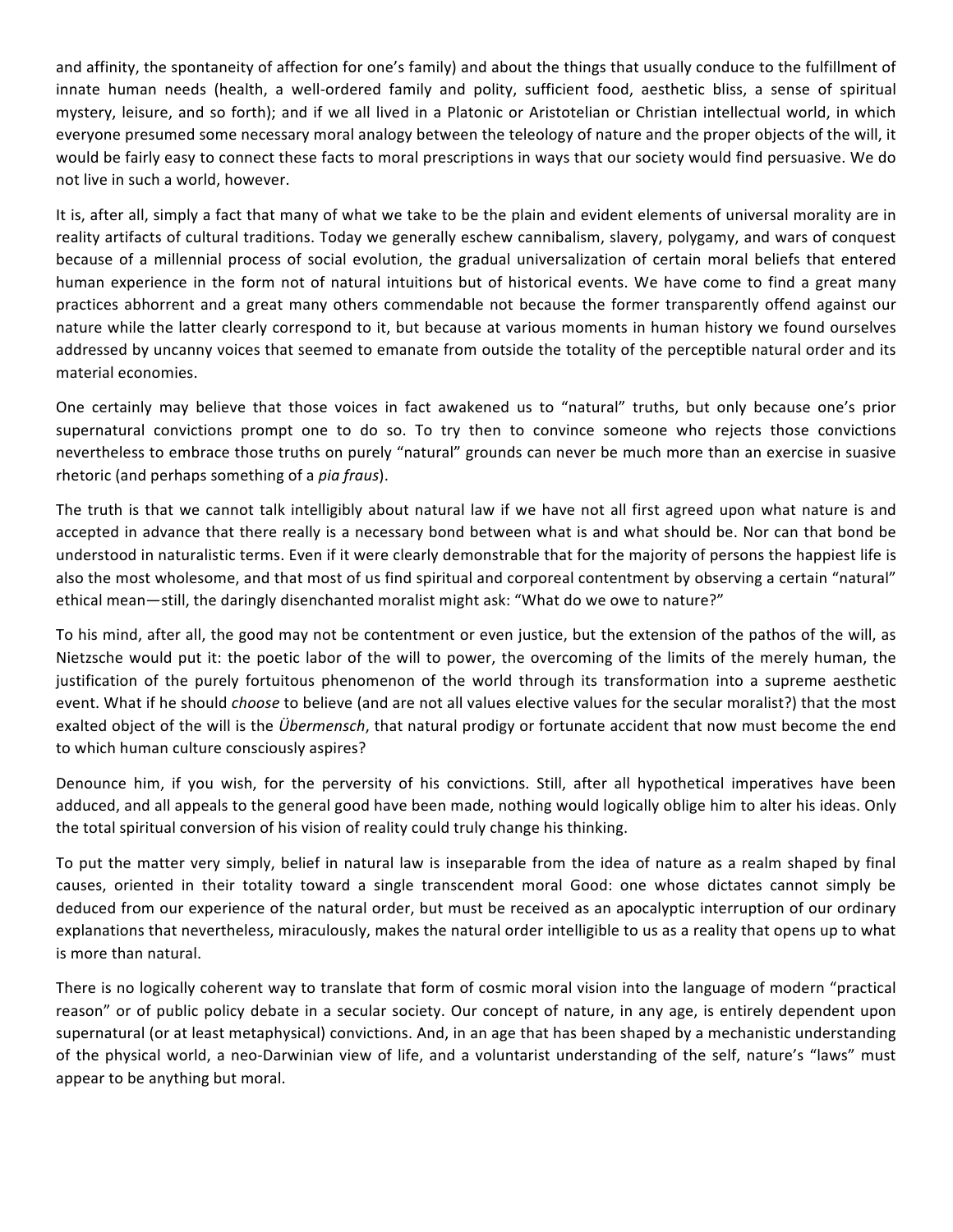and affinity, the spontaneity of affection for one's family) and about the things that usually conduce to the fulfillment of innate human needs (health, a well-ordered family and polity, sufficient food, aesthetic bliss, a sense of spiritual mystery, leisure, and so forth); and if we all lived in a Platonic or Aristotelian or Christian intellectual world, in which everyone presumed some necessary moral analogy between the teleology of nature and the proper objects of the will, it would be fairly easy to connect these facts to moral prescriptions in ways that our society would find persuasive. We do not live in such a world, however.

It is, after all, simply a fact that many of what we take to be the plain and evident elements of universal morality are in reality artifacts of cultural traditions. Today we generally eschew cannibalism, slavery, polygamy, and wars of conquest because of a millennial process of social evolution, the gradual universalization of certain moral beliefs that entered human experience in the form not of natural intuitions but of historical events. We have come to find a great many practices abhorrent and a great many others commendable not because the former transparently offend against our nature while the latter clearly correspond to it, but because at various moments in human history we found ourselves addressed by uncanny voices that seemed to emanate from outside the totality of the perceptible natural order and its material economies.

One certainly may believe that those voices in fact awakened us to "natural" truths, but only because one's prior supernatural convictions prompt one to do so. To try then to convince someone who rejects those convictions nevertheless to embrace those truths on purely "natural" grounds can never be much more than an exercise in suasive rhetoric (and perhaps something of a *pia fraus*).

The truth is that we cannot talk intelligibly about natural law if we have not all first agreed upon what nature is and accepted in advance that there really is a necessary bond between what is and what should be. Nor can that bond be understood in naturalistic terms. Even if it were clearly demonstrable that for the majority of persons the happiest life is also the most wholesome, and that most of us find spiritual and corporeal contentment by observing a certain "natural" ethical mean—still, the daringly disenchanted moralist might ask: "What do we owe to nature?"

To his mind, after all, the good may not be contentment or even justice, but the extension of the pathos of the will, as Nietzsche would put it: the poetic labor of the will to power, the overcoming of the limits of the merely human, the justification of the purely fortuitous phenomenon of the world through its transformation into a supreme aesthetic event. What if he should *choose* to believe (and are not all values elective values for the secular moralist?) that the most exalted object of the will is the *Übermensch*, that natural prodigy or fortunate accident that now must become the end to which human culture consciously aspires?

Denounce him, if you wish, for the perversity of his convictions. Still, after all hypothetical imperatives have been adduced, and all appeals to the general good have been made, nothing would logically oblige him to alter his ideas. Only the total spiritual conversion of his vision of reality could truly change his thinking.

To put the matter very simply, belief in natural law is inseparable from the idea of nature as a realm shaped by final causes, oriented in their totality toward a single transcendent moral Good: one whose dictates cannot simply be deduced from our experience of the natural order, but must be received as an apocalyptic interruption of our ordinary explanations that nevertheless, miraculously, makes the natural order intelligible to us as a reality that opens up to what is more than natural.

There is no logically coherent way to translate that form of cosmic moral vision into the language of modern "practical reason" or of public policy debate in a secular society. Our concept of nature, in any age, is entirely dependent upon supernatural (or at least metaphysical) convictions. And, in an age that has been shaped by a mechanistic understanding of the physical world, a neo-Darwinian view of life, and a voluntarist understanding of the self, nature's "laws" must appear to be anything but moral.